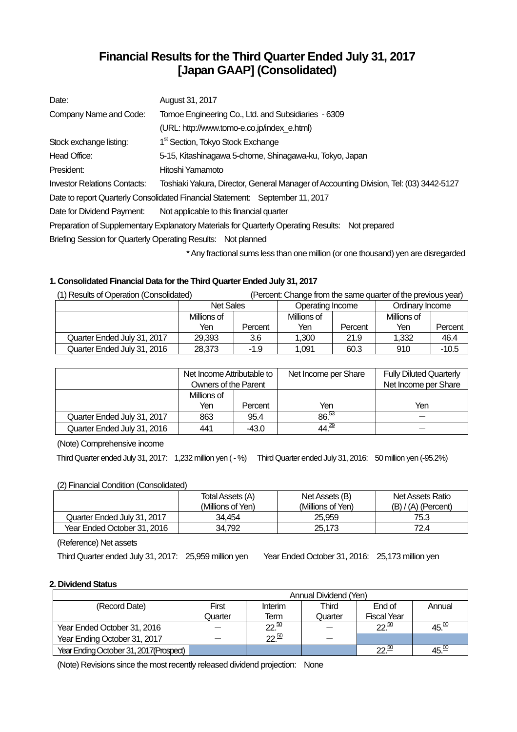# Financial Results for the Third Quarter Ended July 31, 2017 [Japan GAAP] (Consolidated)

| | |
|---|---|
| Date: | August 31, 2017 |
| Company Name and Code: | Tomoe Engineering Co., Ltd. and Subsidiaries - 6309 |
| | (URL: http://www.tomo-e.co.jp/index_e.html) |
| Stock exchange listing: | 1st Section, Tokyo Stock Exchange |
| Head Office: | 5-15, Kitashinagawa 5-chome, Shinagawa-ku, Tokyo, Japan |
| President: | Hitoshi Yamamoto |
| Investor Relations Contacts: | Toshiaki Yakura, Director, General Manager of Accounting Division, Tel: (03) 3442-5127 |

Date to report Quarterly Consolidated Financial Statement: September 11, 2017

Date for Dividend Payment: Not applicable to this financial quarter

Preparation of Supplementary Explanatory Materials for Quarterly Operating Results: Not prepared

Briefing Session for Quarterly Operating Results: Not planned

\* Any fractional sums less than one million (or one thousand) yen are disregarded

### 1. Consolidated Financial Data for the Third Quarter Ended July 31, 2017

(1) Results of Operation (Consolidated) (Percent: Change from the same quarter of the previous year)

| | Net Sales | | Operating Income | | Ordinary Income | |
|---|---|---|---|---|---|---|
| | Millions of Yen | Percent | Millions of Yen | Percent | Millions of Yen | Percent |
| Quarter Ended July 31, 2017 | 29,393 | 3.6 | 1,300 | 21.9 | 1,332 | 46.4 |
| Quarter Ended July 31, 2016 | 28,373 | -1.9 | 1,091 | 60.3 | 910 | -10.5 |

| | Net Income Attributable to Owners of the Parent | | Net Income per Share | Fully Diluted Quarterly Net Income per Share |
|---|---|---|---|---|
| | Millions of Yen | Percent | Yen | Yen |
| Quarter Ended July 31, 2017 | 863 | 95.4 | 86.53 | — |
| Quarter Ended July 31, 2016 | 441 | -43.0 | 44.29 | — |

(Note) Comprehensive income

Third Quarter ended July 31, 2017: 1,232 million yen ( - %) Third Quarter ended July 31, 2016: 50 million yen (-95.2%)

(2) Financial Condition (Consolidated)

| | Total Assets (A) (Millions of Yen) | Net Assets (B) (Millions of Yen) | Net Assets Ratio (B) / (A) (Percent) |
|---|---|---|---|
| Quarter Ended July 31, 2017 | 34,454 | 25,959 | 75.3 |
| Year Ended October 31, 2016 | 34,792 | 25,173 | 72.4 |

(Reference) Net assets

Third Quarter ended July 31, 2017: 25,959 million yen Year Ended October 31, 2016: 25,173 million yen

### 2. Dividend Status

| | Annual Dividend (Yen) | | | | |
|---|---|---|---|---|---|
| (Record Date) | First Quarter | Interim Term | Third Quarter | End of Fiscal Year | Annual |
| Year Ended October 31, 2016 | — | 22.50 | — | 22.50 | 45.00 |
| Year Ending October 31, 2017 | — | 22.50 | — | | |
| Year Ending October 31, 2017(Prospect) | | | | 22.50 | 45.00 |

(Note) Revisions since the most recently released dividend projection: None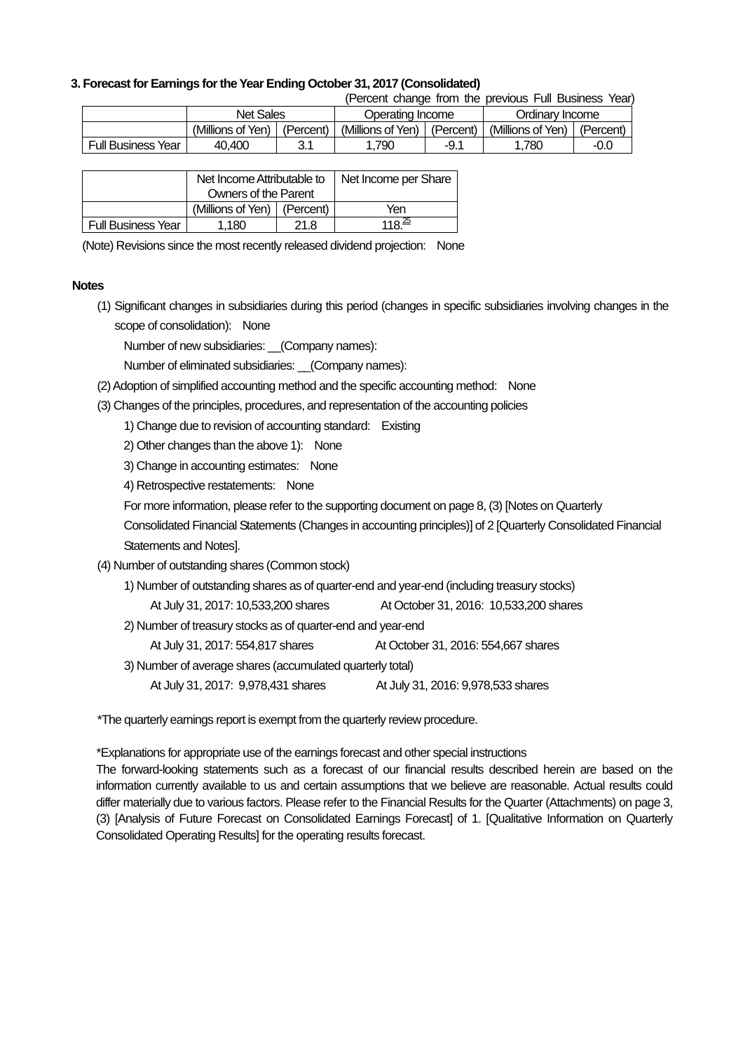### 3. Forecast for Earnings for the Year Ending October 31, 2017 (Consolidated)

(Percent change from the previous Full Business Year)

| | Net Sales | | Operating Income | | Ordinary Income | |
|---|---|---|---|---|---|---|
| | (Millions of Yen) | (Percent) | (Millions of Yen) | (Percent) | (Millions of Yen) | (Percent) |
| Full Business Year | 40,400 | 3.1 | 1,790 | -9.1 | 1,780 | -0.0 |

| | Net Income Attributable to Owners of the Parent | | Net Income per Share |
|---|---|---|---|
| | (Millions of Yen) | (Percent) | Yen |
| Full Business Year | 1,180 | 21.8 | 118.25 |

(Note) Revisions since the most recently released dividend projection: None

**Notes**

(1) Significant changes in subsidiaries during this period (changes in specific subsidiaries involving changes in the scope of consolidation): None

Number of new subsidiaries: __(Company names):

Number of eliminated subsidiaries: __(Company names):

(2) Adoption of simplified accounting method and the specific accounting method: None

(3) Changes of the principles, procedures, and representation of the accounting policies

1) Change due to revision of accounting standard: Existing

2) Other changes than the above 1): None

3) Change in accounting estimates: None

4) Retrospective restatements: None

For more information, please refer to the supporting document on page 8, (3) [Notes on Quarterly Consolidated Financial Statements (Changes in accounting principles)] of 2 [Quarterly Consolidated Financial Statements and Notes].

(4) Number of outstanding shares (Common stock)

1) Number of outstanding shares as of quarter-end and year-end (including treasury stocks)

At July 31, 2017: 10,533,200 shares At October 31, 2016: 10,533,200 shares

2) Number of treasury stocks as of quarter-end and year-end

At July 31, 2017: 554,817 shares At October 31, 2016: 554,667 shares

3) Number of average shares (accumulated quarterly total)

At July 31, 2017: 9,978,431 shares At July 31, 2016: 9,978,533 shares

*The quarterly earnings report is exempt from the quarterly review procedure.

*Explanations for appropriate use of the earnings forecast and other special instructions

The forward-looking statements such as a forecast of our financial results described herein are based on the information currently available to us and certain assumptions that we believe are reasonable. Actual results could differ materially due to various factors. Please refer to the Financial Results for the Quarter (Attachments) on page 3, (3) [Analysis of Future Forecast on Consolidated Earnings Forecast] of 1. [Qualitative Information on Quarterly Consolidated Operating Results] for the operating results forecast.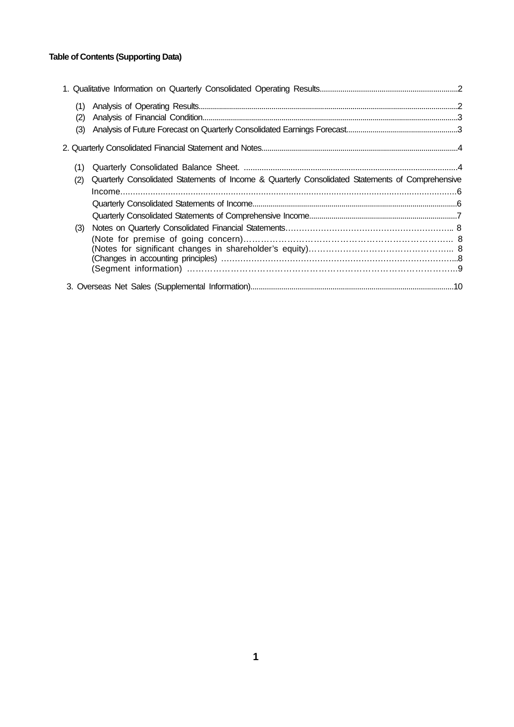**Table of Contents (Supporting Data)**

1. Qualitative Information on Quarterly Consolidated Operating Results....................2
   - (1) Analysis of Operating Results....................2
   - (2) Analysis of Financial Condition....................3
   - (3) Analysis of Future Forecast on Quarterly Consolidated Earnings Forecast....................3
2. Quarterly Consolidated Financial Statement and Notes....................4
   - (1) Quarterly Consolidated Balance Sheet. ....................4
   - (2) Quarterly Consolidated Statements of Income & Quarterly Consolidated Statements of Comprehensive Income....................6
     - Quarterly Consolidated Statements of Income....................6
     - Quarterly Consolidated Statements of Comprehensive Income....................7
   - (3) Notes on Quarterly Consolidated Financial Statements....................8
     - (Note for premise of going concern)....................8
     - (Notes for significant changes in shareholder's equity)....................8
     - (Changes in accounting principles) ....................8
     - (Segment information) ....................9
3. Overseas Net Sales (Supplemental Information)....................10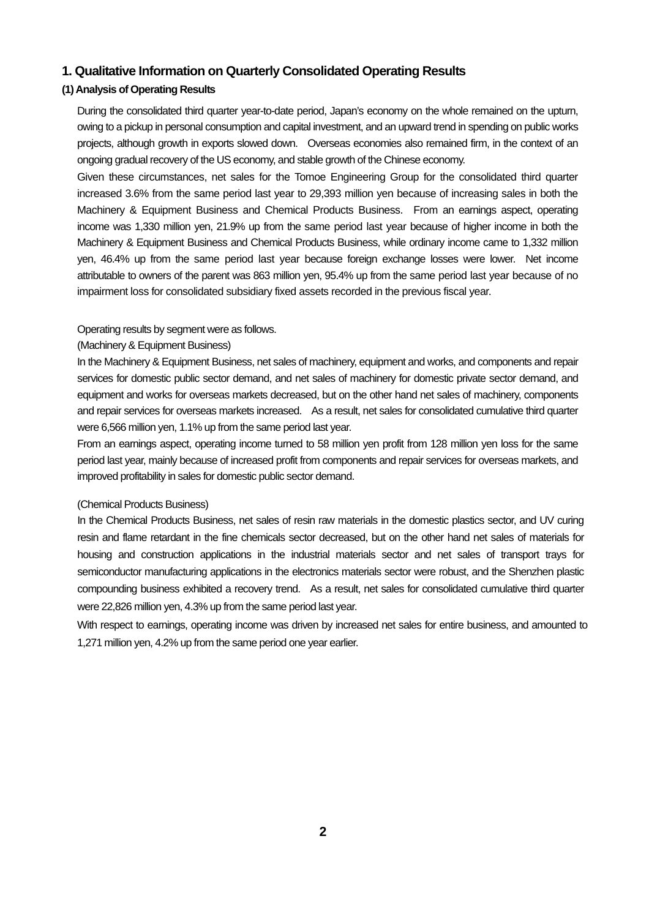## 1. Qualitative Information on Quarterly Consolidated Operating Results

### (1) Analysis of Operating Results

During the consolidated third quarter year-to-date period, Japan's economy on the whole remained on the upturn, owing to a pickup in personal consumption and capital investment, and an upward trend in spending on public works projects, although growth in exports slowed down. Overseas economies also remained firm, in the context of an ongoing gradual recovery of the US economy, and stable growth of the Chinese economy.

Given these circumstances, net sales for the Tomoe Engineering Group for the consolidated third quarter increased 3.6% from the same period last year to 29,393 million yen because of increasing sales in both the Machinery & Equipment Business and Chemical Products Business. From an earnings aspect, operating income was 1,330 million yen, 21.9% up from the same period last year because of higher income in both the Machinery & Equipment Business and Chemical Products Business, while ordinary income came to 1,332 million yen, 46.4% up from the same period last year because foreign exchange losses were lower. Net income attributable to owners of the parent was 863 million yen, 95.4% up from the same period last year because of no impairment loss for consolidated subsidiary fixed assets recorded in the previous fiscal year.

Operating results by segment were as follows.

(Machinery & Equipment Business)

In the Machinery & Equipment Business, net sales of machinery, equipment and works, and components and repair services for domestic public sector demand, and net sales of machinery for domestic private sector demand, and equipment and works for overseas markets decreased, but on the other hand net sales of machinery, components and repair services for overseas markets increased. As a result, net sales for consolidated cumulative third quarter were 6,566 million yen, 1.1% up from the same period last year.

From an earnings aspect, operating income turned to 58 million yen profit from 128 million yen loss for the same period last year, mainly because of increased profit from components and repair services for overseas markets, and improved profitability in sales for domestic public sector demand.

(Chemical Products Business)

In the Chemical Products Business, net sales of resin raw materials in the domestic plastics sector, and UV curing resin and flame retardant in the fine chemicals sector decreased, but on the other hand net sales of materials for housing and construction applications in the industrial materials sector and net sales of transport trays for semiconductor manufacturing applications in the electronics materials sector were robust, and the Shenzhen plastic compounding business exhibited a recovery trend. As a result, net sales for consolidated cumulative third quarter were 22,826 million yen, 4.3% up from the same period last year.

With respect to earnings, operating income was driven by increased net sales for entire business, and amounted to 1,271 million yen, 4.2% up from the same period one year earlier.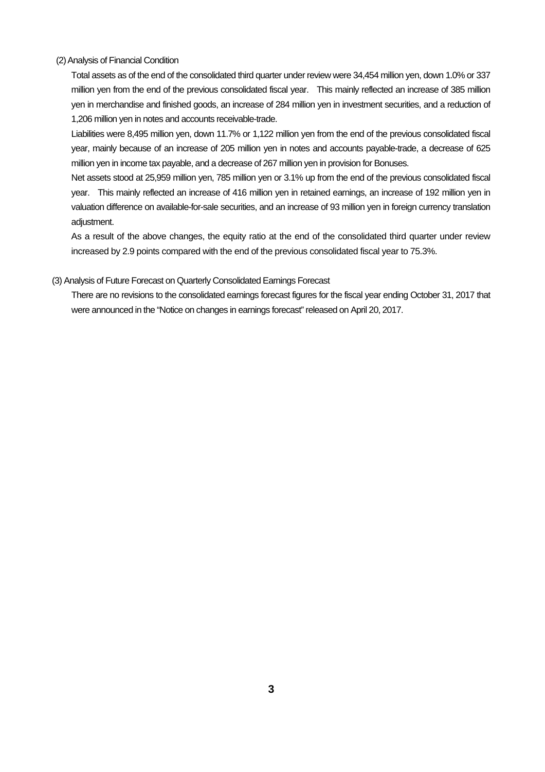### (2) Analysis of Financial Condition

Total assets as of the end of the consolidated third quarter under review were 34,454 million yen, down 1.0% or 337 million yen from the end of the previous consolidated fiscal year. This mainly reflected an increase of 385 million yen in merchandise and finished goods, an increase of 284 million yen in investment securities, and a reduction of 1,206 million yen in notes and accounts receivable-trade.

Liabilities were 8,495 million yen, down 11.7% or 1,122 million yen from the end of the previous consolidated fiscal year, mainly because of an increase of 205 million yen in notes and accounts payable-trade, a decrease of 625 million yen in income tax payable, and a decrease of 267 million yen in provision for Bonuses.

Net assets stood at 25,959 million yen, 785 million yen or 3.1% up from the end of the previous consolidated fiscal year. This mainly reflected an increase of 416 million yen in retained earnings, an increase of 192 million yen in valuation difference on available-for-sale securities, and an increase of 93 million yen in foreign currency translation adjustment.

As a result of the above changes, the equity ratio at the end of the consolidated third quarter under review increased by 2.9 points compared with the end of the previous consolidated fiscal year to 75.3%.

### (3) Analysis of Future Forecast on Quarterly Consolidated Earnings Forecast

There are no revisions to the consolidated earnings forecast figures for the fiscal year ending October 31, 2017 that were announced in the "Notice on changes in earnings forecast" released on April 20, 2017.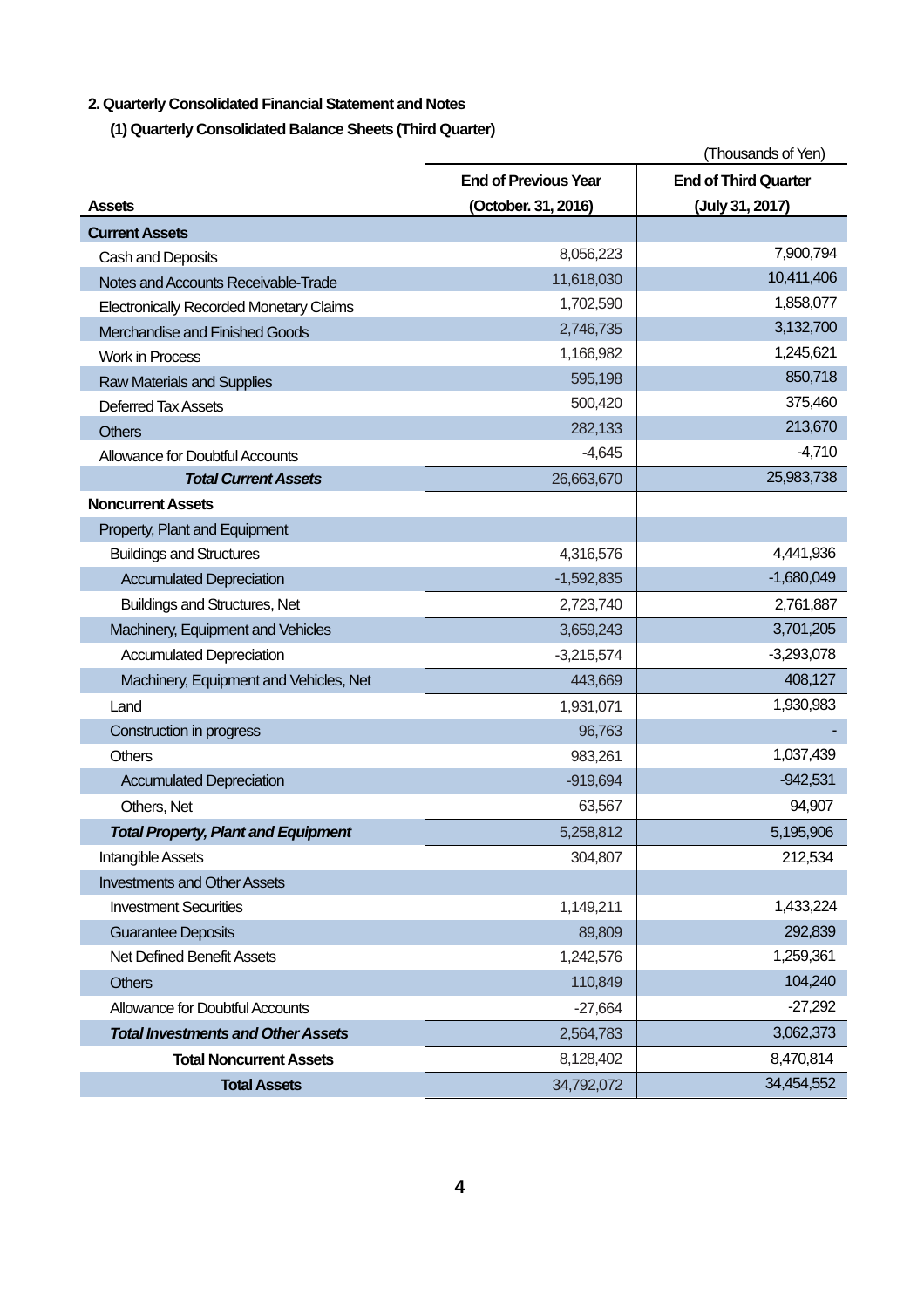## 2. Quarterly Consolidated Financial Statement and Notes

### (1) Quarterly Consolidated Balance Sheets (Third Quarter)

(Thousands of Yen)

| Assets | End of Previous Year (October. 31, 2016) | End of Third Quarter (July 31, 2017) |
|---|---|---|
| **Current Assets** | | |
| Cash and Deposits | 8,056,223 | 7,900,794 |
| Notes and Accounts Receivable-Trade | 11,618,030 | 10,411,406 |
| Electronically Recorded Monetary Claims | 1,702,590 | 1,858,077 |
| Merchandise and Finished Goods | 2,746,735 | 3,132,700 |
| Work in Process | 1,166,982 | 1,245,621 |
| Raw Materials and Supplies | 595,198 | 850,718 |
| Deferred Tax Assets | 500,420 | 375,460 |
| Others | 282,133 | 213,670 |
| Allowance for Doubtful Accounts | -4,645 | -4,710 |
| ***Total Current Assets*** | 26,663,670 | 25,983,738 |
| **Noncurrent Assets** | | |
| Property, Plant and Equipment | | |
| Buildings and Structures | 4,316,576 | 4,441,936 |
| Accumulated Depreciation | -1,592,835 | -1,680,049 |
| Buildings and Structures, Net | 2,723,740 | 2,761,887 |
| Machinery, Equipment and Vehicles | 3,659,243 | 3,701,205 |
| Accumulated Depreciation | -3,215,574 | -3,293,078 |
| Machinery, Equipment and Vehicles, Net | 443,669 | 408,127 |
| Land | 1,931,071 | 1,930,983 |
| Construction in progress | 96,763 | - |
| Others | 983,261 | 1,037,439 |
| Accumulated Depreciation | -919,694 | -942,531 |
| Others, Net | 63,567 | 94,907 |
| ***Total Property, Plant and Equipment*** | 5,258,812 | 5,195,906 |
| Intangible Assets | 304,807 | 212,534 |
| Investments and Other Assets | | |
| Investment Securities | 1,149,211 | 1,433,224 |
| Guarantee Deposits | 89,809 | 292,839 |
| Net Defined Benefit Assets | 1,242,576 | 1,259,361 |
| Others | 110,849 | 104,240 |
| Allowance for Doubtful Accounts | -27,664 | -27,292 |
| ***Total Investments and Other Assets*** | 2,564,783 | 3,062,373 |
| **Total Noncurrent Assets** | 8,128,402 | 8,470,814 |
| **Total Assets** | 34,792,072 | 34,454,552 |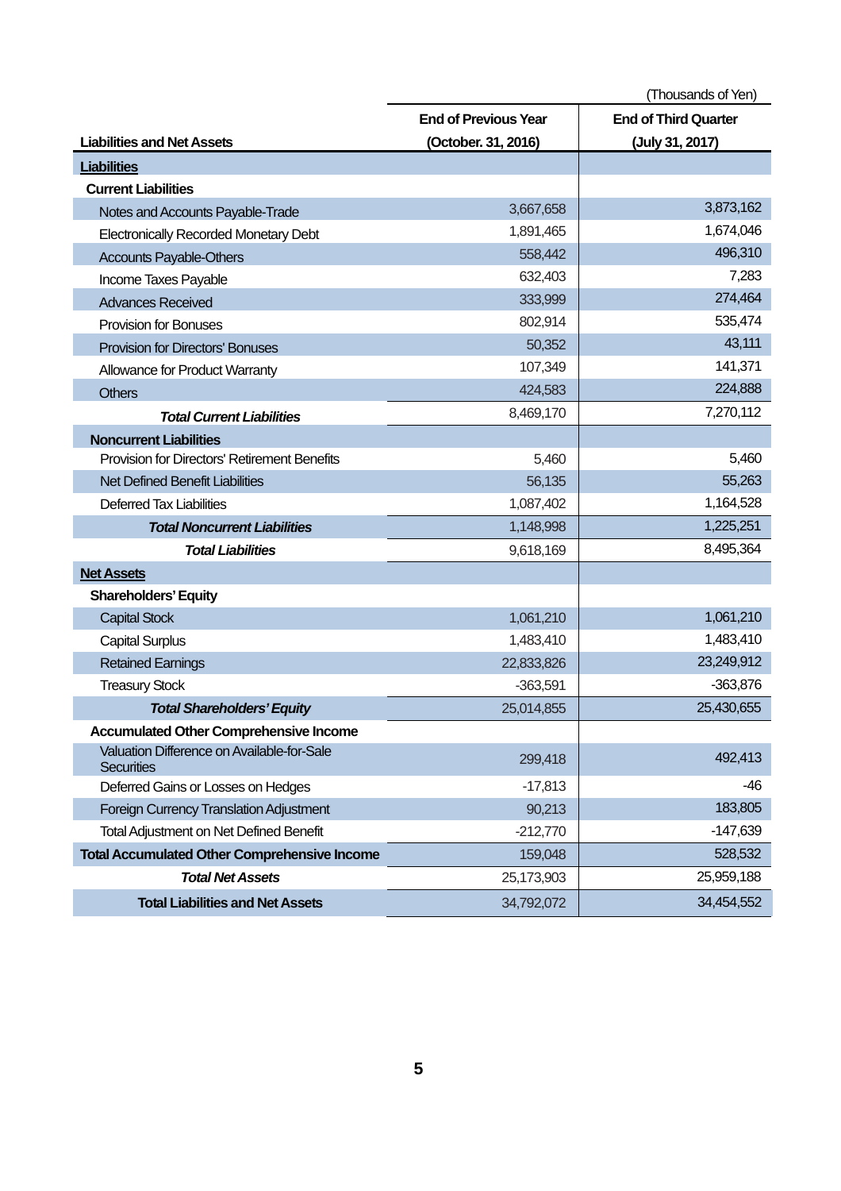(Thousands of Yen)

| Liabilities and Net Assets | End of Previous Year (October. 31, 2016) | End of Third Quarter (July 31, 2017) |
|---|---|---|
| **Liabilities** | | |
| **Current Liabilities** | | |
| Notes and Accounts Payable-Trade | 3,667,658 | 3,873,162 |
| Electronically Recorded Monetary Debt | 1,891,465 | 1,674,046 |
| Accounts Payable-Others | 558,442 | 496,310 |
| Income Taxes Payable | 632,403 | 7,283 |
| Advances Received | 333,999 | 274,464 |
| Provision for Bonuses | 802,914 | 535,474 |
| Provision for Directors' Bonuses | 50,352 | 43,111 |
| Allowance for Product Warranty | 107,349 | 141,371 |
| Others | 424,583 | 224,888 |
| ***Total Current Liabilities*** | 8,469,170 | 7,270,112 |
| **Noncurrent Liabilities** | | |
| Provision for Directors' Retirement Benefits | 5,460 | 5,460 |
| Net Defined Benefit Liabilities | 56,135 | 55,263 |
| Deferred Tax Liabilities | 1,087,402 | 1,164,528 |
| ***Total Noncurrent Liabilities*** | 1,148,998 | 1,225,251 |
| ***Total Liabilities*** | 9,618,169 | 8,495,364 |
| **Net Assets** | | |
| **Shareholders' Equity** | | |
| Capital Stock | 1,061,210 | 1,061,210 |
| Capital Surplus | 1,483,410 | 1,483,410 |
| Retained Earnings | 22,833,826 | 23,249,912 |
| Treasury Stock | -363,591 | -363,876 |
| ***Total Shareholders' Equity*** | 25,014,855 | 25,430,655 |
| **Accumulated Other Comprehensive Income** | | |
| Valuation Difference on Available-for-Sale Securities | 299,418 | 492,413 |
| Deferred Gains or Losses on Hedges | -17,813 | -46 |
| Foreign Currency Translation Adjustment | 90,213 | 183,805 |
| Total Adjustment on Net Defined Benefit | -212,770 | -147,639 |
| **Total Accumulated Other Comprehensive Income** | 159,048 | 528,532 |
| ***Total Net Assets*** | 25,173,903 | 25,959,188 |
| **Total Liabilities and Net Assets** | 34,792,072 | 34,454,552 |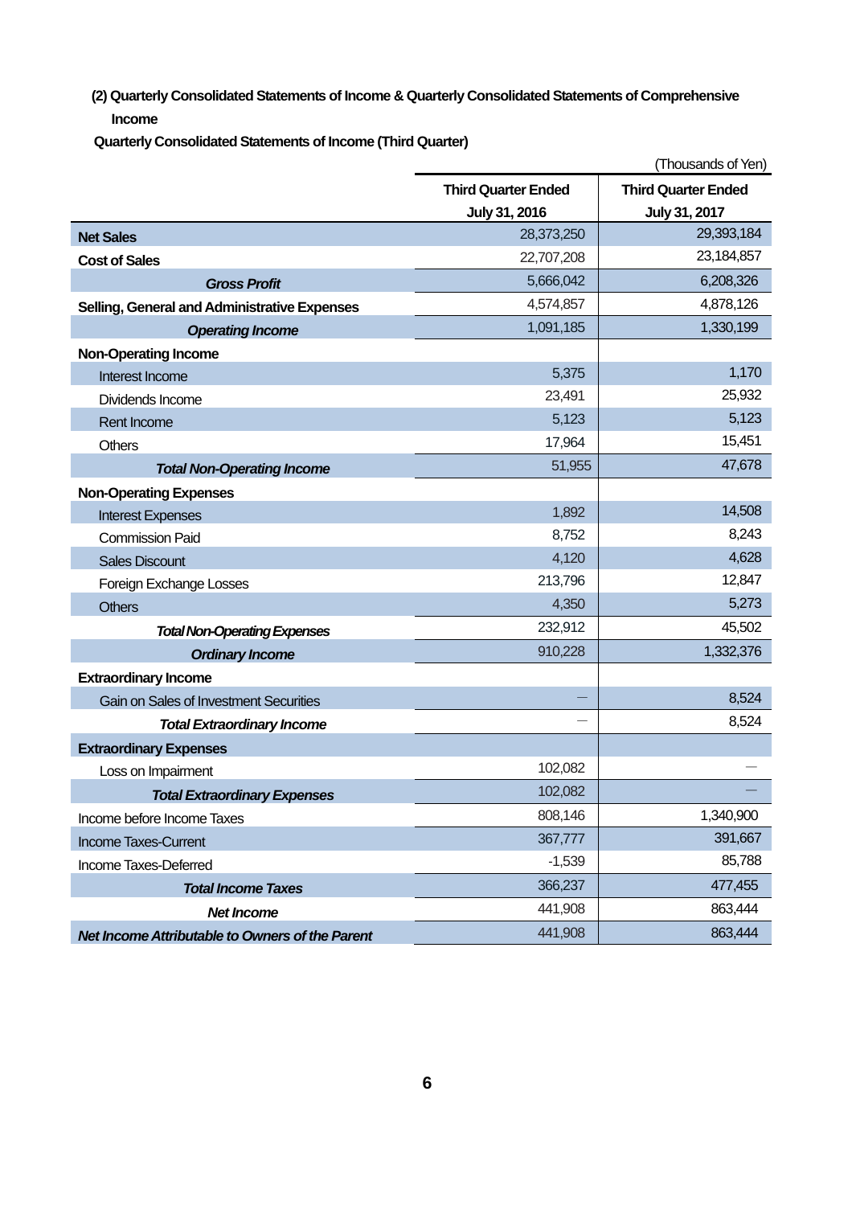### (2) Quarterly Consolidated Statements of Income & Quarterly Consolidated Statements of Comprehensive Income

**Quarterly Consolidated Statements of Income (Third Quarter)**

(Thousands of Yen)

| | Third Quarter Ended July 31, 2016 | Third Quarter Ended July 31, 2017 |
|---|---|---|
| **Net Sales** | 28,373,250 | 29,393,184 |
| **Cost of Sales** | 22,707,208 | 23,184,857 |
| ***Gross Profit*** | 5,666,042 | 6,208,326 |
| **Selling, General and Administrative Expenses** | 4,574,857 | 4,878,126 |
| ***Operating Income*** | 1,091,185 | 1,330,199 |
| **Non-Operating Income** | | |
| Interest Income | 5,375 | 1,170 |
| Dividends Income | 23,491 | 25,932 |
| Rent Income | 5,123 | 5,123 |
| Others | 17,964 | 15,451 |
| ***Total Non-Operating Income*** | 51,955 | 47,678 |
| **Non-Operating Expenses** | | |
| Interest Expenses | 1,892 | 14,508 |
| Commission Paid | 8,752 | 8,243 |
| Sales Discount | 4,120 | 4,628 |
| Foreign Exchange Losses | 213,796 | 12,847 |
| Others | 4,350 | 5,273 |
| ***Total Non-Operating Expenses*** | 232,912 | 45,502 |
| ***Ordinary Income*** | 910,228 | 1,332,376 |
| **Extraordinary Income** | | |
| Gain on Sales of Investment Securities | — | 8,524 |
| ***Total Extraordinary Income*** | — | 8,524 |
| **Extraordinary Expenses** | | |
| Loss on Impairment | 102,082 | — |
| ***Total Extraordinary Expenses*** | 102,082 | — |
| Income before Income Taxes | 808,146 | 1,340,900 |
| Income Taxes-Current | 367,777 | 391,667 |
| Income Taxes-Deferred | -1,539 | 85,788 |
| ***Total Income Taxes*** | 366,237 | 477,455 |
| ***Net Income*** | 441,908 | 863,444 |
| ***Net Income Attributable to Owners of the Parent*** | 441,908 | 863,444 |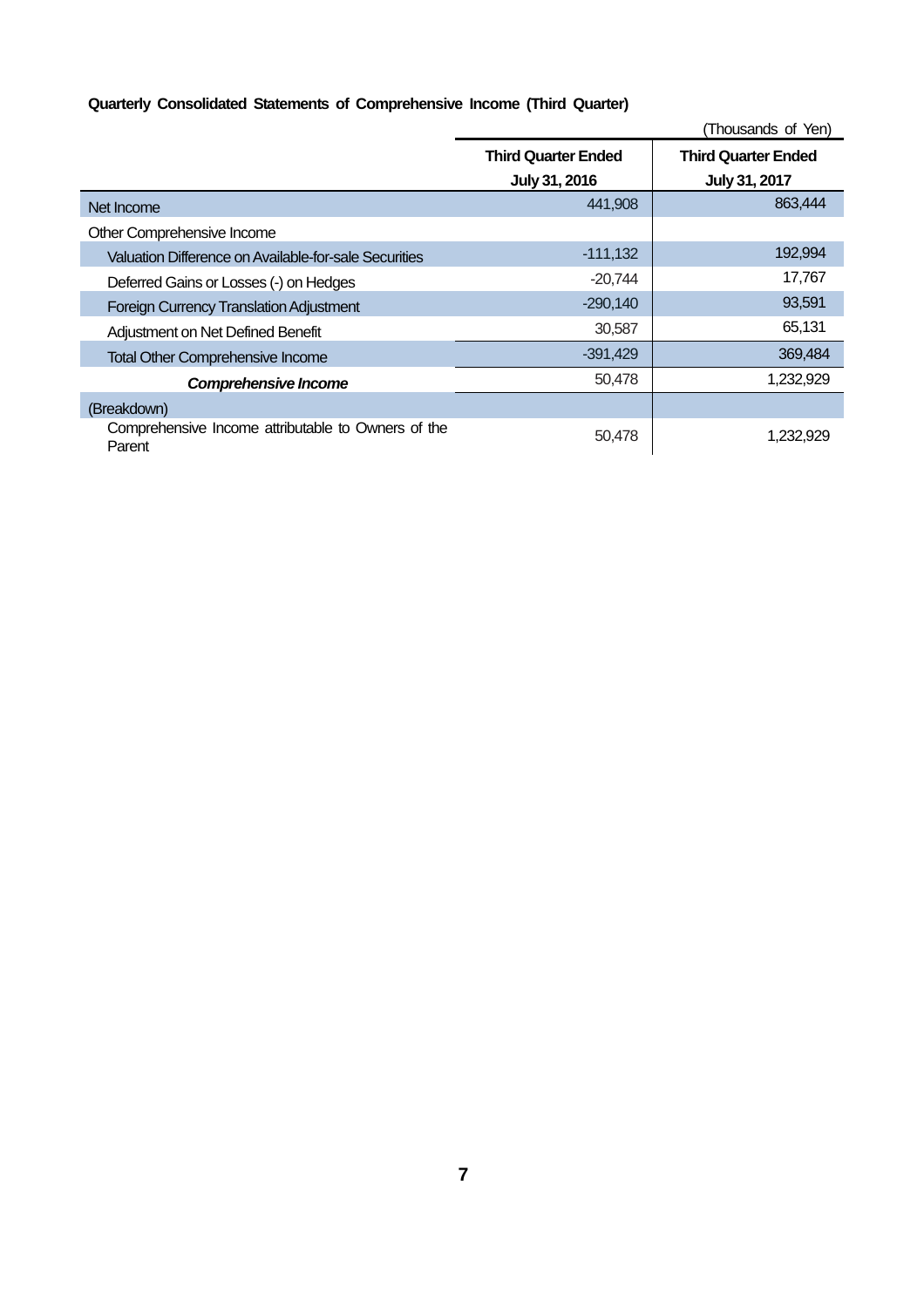**Quarterly Consolidated Statements of Comprehensive Income (Third Quarter)**

(Thousands of Yen)

| | Third Quarter Ended July 31, 2016 | Third Quarter Ended July 31, 2017 |
|---|---|---|
| Net Income | 441,908 | 863,444 |
| Other Comprehensive Income | | |
| Valuation Difference on Available-for-sale Securities | -111,132 | 192,994 |
| Deferred Gains or Losses (-) on Hedges | -20,744 | 17,767 |
| Foreign Currency Translation Adjustment | -290,140 | 93,591 |
| Adjustment on Net Defined Benefit | 30,587 | 65,131 |
| Total Other Comprehensive Income | -391,429 | 369,484 |
| ***Comprehensive Income*** | 50,478 | 1,232,929 |
| (Breakdown) | | |
| Comprehensive Income attributable to Owners of the Parent | 50,478 | 1,232,929 |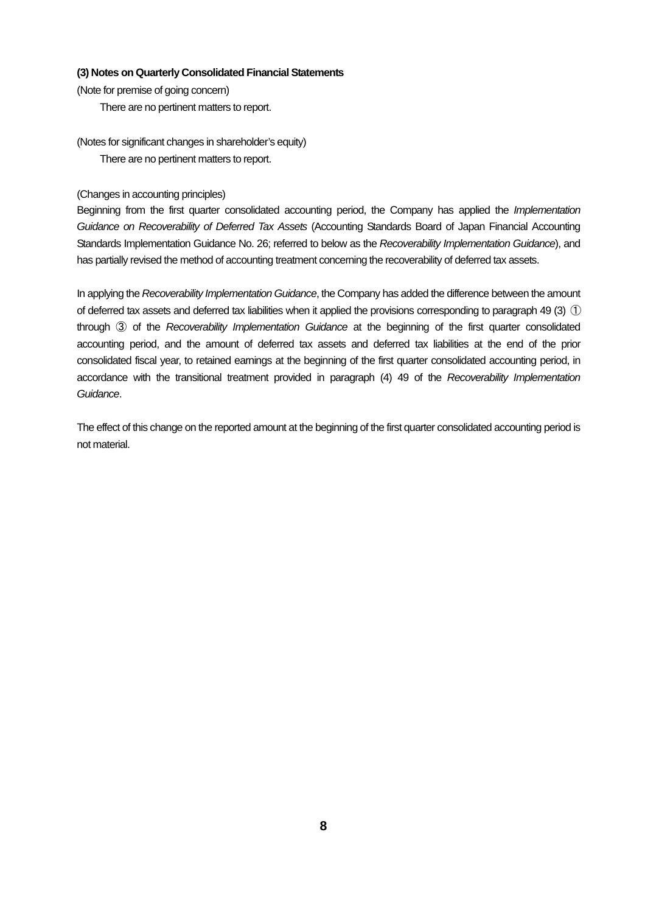### (3) Notes on Quarterly Consolidated Financial Statements

(Note for premise of going concern)

There are no pertinent matters to report.

(Notes for significant changes in shareholder's equity)

There are no pertinent matters to report.

(Changes in accounting principles)

Beginning from the first quarter consolidated accounting period, the Company has applied the *Implementation Guidance on Recoverability of Deferred Tax Assets* (Accounting Standards Board of Japan Financial Accounting Standards Implementation Guidance No. 26; referred to below as the *Recoverability Implementation Guidance*), and has partially revised the method of accounting treatment concerning the recoverability of deferred tax assets.

In applying the *Recoverability Implementation Guidance*, the Company has added the difference between the amount of deferred tax assets and deferred tax liabilities when it applied the provisions corresponding to paragraph 49 (3) ① through ③ of the *Recoverability Implementation Guidance* at the beginning of the first quarter consolidated accounting period, and the amount of deferred tax assets and deferred tax liabilities at the end of the prior consolidated fiscal year, to retained earnings at the beginning of the first quarter consolidated accounting period, in accordance with the transitional treatment provided in paragraph (4) 49 of the *Recoverability Implementation Guidance*.

The effect of this change on the reported amount at the beginning of the first quarter consolidated accounting period is not material.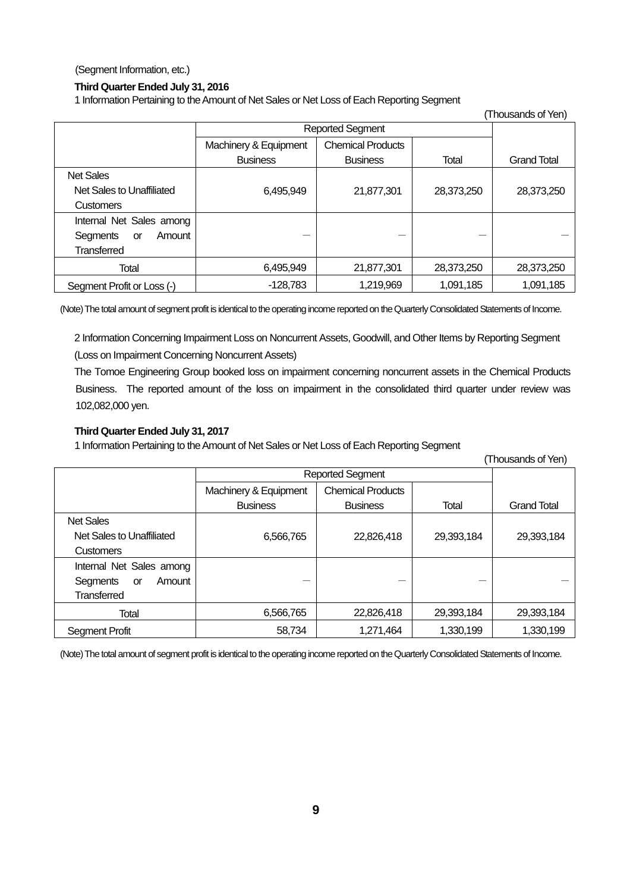(Segment Information, etc.)

**Third Quarter Ended July 31, 2016**

1 Information Pertaining to the Amount of Net Sales or Net Loss of Each Reporting Segment

(Thousands of Yen)

| | Reported Segment | | | |
|---|---|---|---|---|
| | Machinery & Equipment Business | Chemical Products Business | Total | Grand Total |
| Net Sales<br>Net Sales to Unaffiliated Customers | 6,495,949 | 21,877,301 | 28,373,250 | 28,373,250 |
| Internal Net Sales among Segments or Amount Transferred | — | — | — | — |
| Total | 6,495,949 | 21,877,301 | 28,373,250 | 28,373,250 |
| Segment Profit or Loss (-) | -128,783 | 1,219,969 | 1,091,185 | 1,091,185 |

(Note) The total amount of segment profit is identical to the operating income reported on the Quarterly Consolidated Statements of Income.

2 Information Concerning Impairment Loss on Noncurrent Assets, Goodwill, and Other Items by Reporting Segment

(Loss on Impairment Concerning Noncurrent Assets)

The Tomoe Engineering Group booked loss on impairment concerning noncurrent assets in the Chemical Products Business. The reported amount of the loss on impairment in the consolidated third quarter under review was 102,082,000 yen.

**Third Quarter Ended July 31, 2017**

1 Information Pertaining to the Amount of Net Sales or Net Loss of Each Reporting Segment

(Thousands of Yen)

| | Reported Segment | | | |
|---|---|---|---|---|
| | Machinery & Equipment Business | Chemical Products Business | Total | Grand Total |
| Net Sales<br>Net Sales to Unaffiliated Customers | 6,566,765 | 22,826,418 | 29,393,184 | 29,393,184 |
| Internal Net Sales among Segments or Amount Transferred | — | — | — | — |
| Total | 6,566,765 | 22,826,418 | 29,393,184 | 29,393,184 |
| Segment Profit | 58,734 | 1,271,464 | 1,330,199 | 1,330,199 |

(Note) The total amount of segment profit is identical to the operating income reported on the Quarterly Consolidated Statements of Income.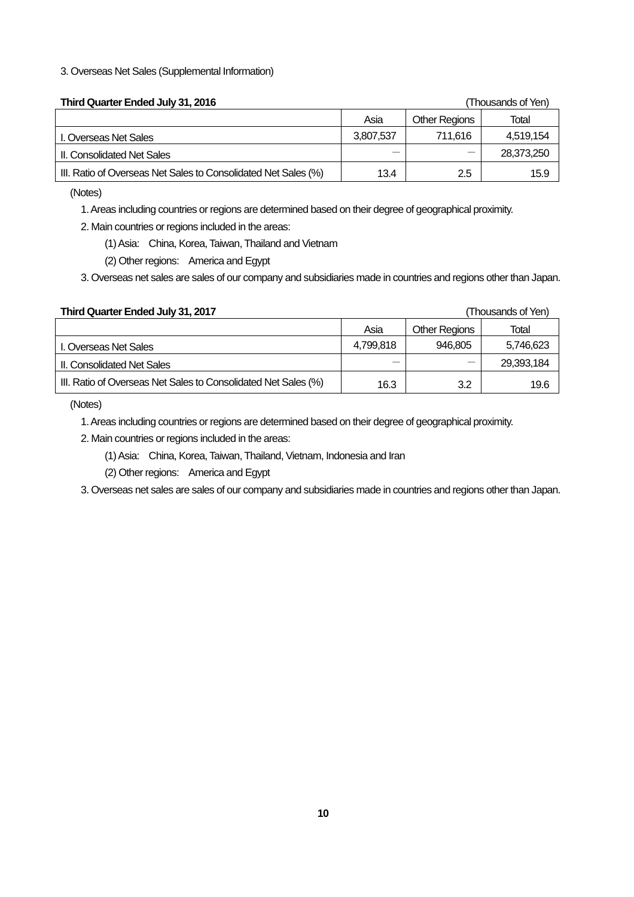3. Overseas Net Sales (Supplemental Information)

**Third Quarter Ended July 31, 2016** (Thousands of Yen)

| | Asia | Other Regions | Total |
|---|---|---|---|
| I. Overseas Net Sales | 3,807,537 | 711,616 | 4,519,154 |
| II. Consolidated Net Sales | — | — | 28,373,250 |
| III. Ratio of Overseas Net Sales to Consolidated Net Sales (%) | 13.4 | 2.5 | 15.9 |

(Notes)

1. Areas including countries or regions are determined based on their degree of geographical proximity.
2. Main countries or regions included in the areas:
   (1) Asia: China, Korea, Taiwan, Thailand and Vietnam
   (2) Other regions: America and Egypt
3. Overseas net sales are sales of our company and subsidiaries made in countries and regions other than Japan.

**Third Quarter Ended July 31, 2017** (Thousands of Yen)

| | Asia | Other Regions | Total |
|---|---|---|---|
| I. Overseas Net Sales | 4,799,818 | 946,805 | 5,746,623 |
| II. Consolidated Net Sales | — | — | 29,393,184 |
| III. Ratio of Overseas Net Sales to Consolidated Net Sales (%) | 16.3 | 3.2 | 19.6 |

(Notes)

1. Areas including countries or regions are determined based on their degree of geographical proximity.
2. Main countries or regions included in the areas:
   (1) Asia: China, Korea, Taiwan, Thailand, Vietnam, Indonesia and Iran
   (2) Other regions: America and Egypt
3. Overseas net sales are sales of our company and subsidiaries made in countries and regions other than Japan.